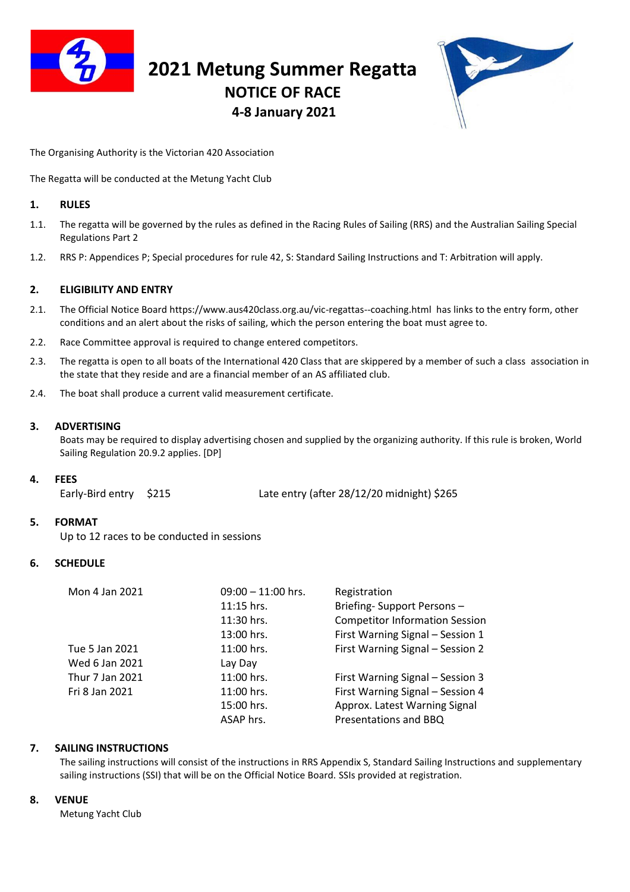# 2021 Metung Summer Regatta

## NOTICE OF RACE

### 4-8 January 2021

The Organising Authority is the Victorian 420 Association

The Regatta will be conducted at the Metung Yacht Club

## 1. RULES

1.1. The regatta will be governed by the rules as defined in the Racing Rules of Sailing (RRS) and the Australian Sailing Special Regulations Part 2

1.2. RRS P: Appendices P; Special procedures for rule 42, S: Standard Sailing Instructions and T: Arbitration will apply.

## 2. ELIGIBILITY AND ENTRY

2.1. The Official Notice Board https://www.aus420class.org.au/vic-regattas--coaching.html has links to the entry form, other conditions and an alert about the risks of sailing, which the person entering the boat must agree to.

2.2. Race Committee approval is required to change entered competitors.

2.3. The regatta is open to all boats of the International 420 Class that are skippered by a member of such a class association in the state that they reside and are a financial member of an AS affiliated club.

2.4. The boat shall produce a current valid measurement certificate.

## 3. ADVERTISING

Boats may be required to display advertising chosen and supplied by the organizing authority. If this rule is broken, World Sailing Regulation 20.9.2 applies. [DP]

## 4. FEES

Early-Bird entry $215 Late entry (after 28/12/20 midnight) $265

## 5. FORMAT

Up to 12 races to be conducted in sessions

## 6. SCHEDULE

| | | |
|---|---|---|
| Mon 4 Jan 2021 | 09:00 – 11:00 hrs. | Registration |
| | 11:15 hrs. | Briefing- Support Persons – |
| | 11:30 hrs. | Competitor Information Session |
| | 13:00 hrs. | First Warning Signal – Session 1 |
| Tue 5 Jan 2021 | 11:00 hrs. | First Warning Signal – Session 2 |
| Wed 6 Jan 2021 | Lay Day | |
| Thur 7 Jan 2021 | 11:00 hrs. | First Warning Signal – Session 3 |
| Fri 8 Jan 2021 | 11:00 hrs. | First Warning Signal – Session 4 |
| | 15:00 hrs. | Approx. Latest Warning Signal |
| | ASAP hrs. | Presentations and BBQ |

## 7. SAILING INSTRUCTIONS

The sailing instructions will consist of the instructions in RRS Appendix S, Standard Sailing Instructions and supplementary sailing instructions (SSI) that will be on the Official Notice Board. SSIs provided at registration.

## 8. VENUE

Metung Yacht Club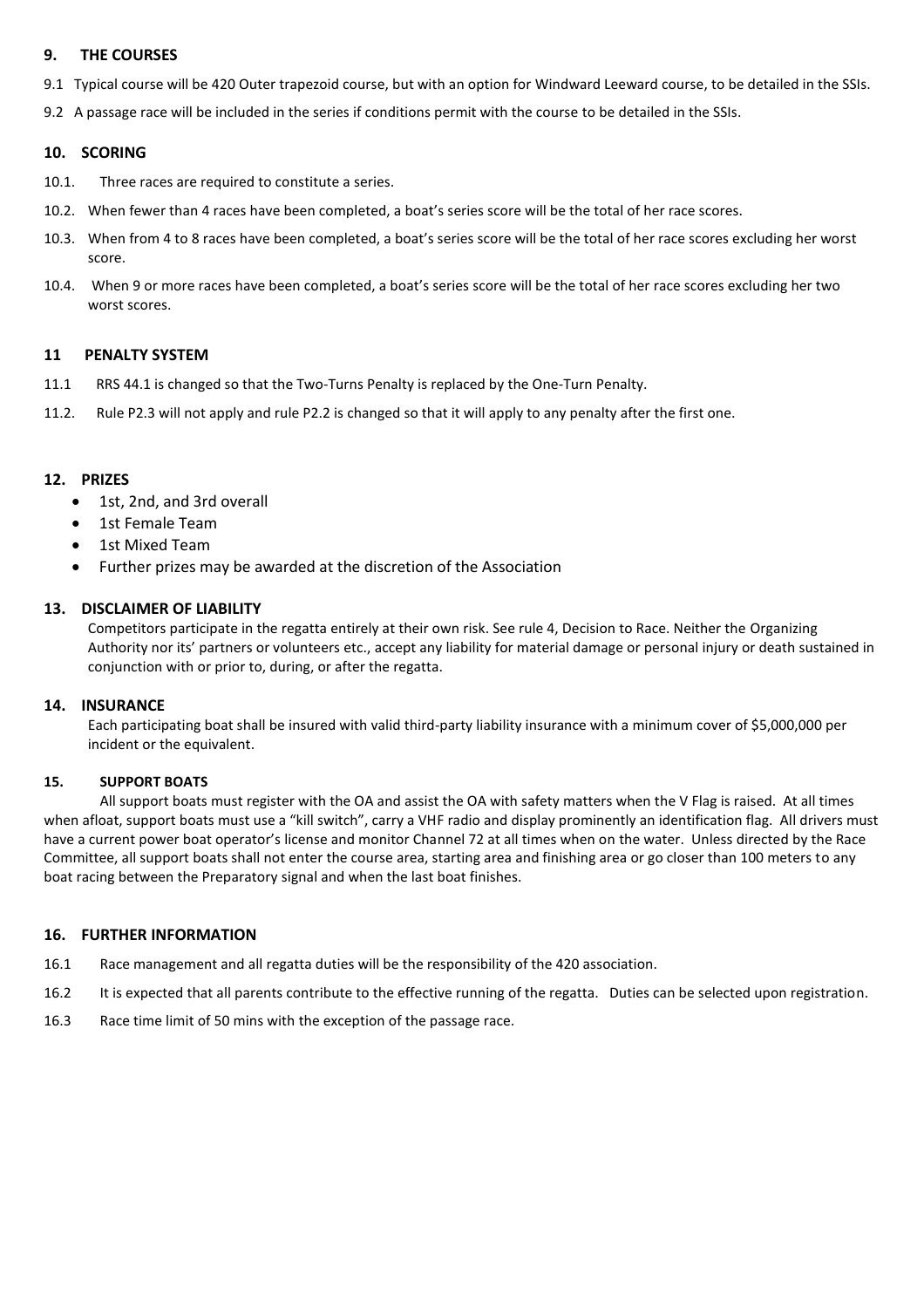## 9. THE COURSES

9.1 Typical course will be 420 Outer trapezoid course, but with an option for Windward Leeward course, to be detailed in the SSIs.

9.2 A passage race will be included in the series if conditions permit with the course to be detailed in the SSIs.

## 10. SCORING

10.1. Three races are required to constitute a series.

10.2. When fewer than 4 races have been completed, a boat's series score will be the total of her race scores.

10.3. When from 4 to 8 races have been completed, a boat's series score will be the total of her race scores excluding her worst score.

10.4. When 9 or more races have been completed, a boat's series score will be the total of her race scores excluding her two worst scores.

## 11 PENALTY SYSTEM

11.1 RRS 44.1 is changed so that the Two-Turns Penalty is replaced by the One-Turn Penalty.

11.2. Rule P2.3 will not apply and rule P2.2 is changed so that it will apply to any penalty after the first one.

## 12. PRIZES

- 1st, 2nd, and 3rd overall
- 1st Female Team
- 1st Mixed Team
- Further prizes may be awarded at the discretion of the Association

## 13. DISCLAIMER OF LIABILITY

Competitors participate in the regatta entirely at their own risk. See rule 4, Decision to Race. Neither the Organizing Authority nor its' partners or volunteers etc., accept any liability for material damage or personal injury or death sustained in conjunction with or prior to, during, or after the regatta.

## 14. INSURANCE

Each participating boat shall be insured with valid third-party liability insurance with a minimum cover of $5,000,000 per incident or the equivalent.

## 15. SUPPORT BOATS

All support boats must register with the OA and assist the OA with safety matters when the V Flag is raised. At all times when afloat, support boats must use a "kill switch", carry a VHF radio and display prominently an identification flag. All drivers must have a current power boat operator's license and monitor Channel 72 at all times when on the water. Unless directed by the Race Committee, all support boats shall not enter the course area, starting area and finishing area or go closer than 100 meters to any boat racing between the Preparatory signal and when the last boat finishes.

## 16. FURTHER INFORMATION

16.1 Race management and all regatta duties will be the responsibility of the 420 association.

16.2 It is expected that all parents contribute to the effective running of the regatta. Duties can be selected upon registration.

16.3 Race time limit of 50 mins with the exception of the passage race.